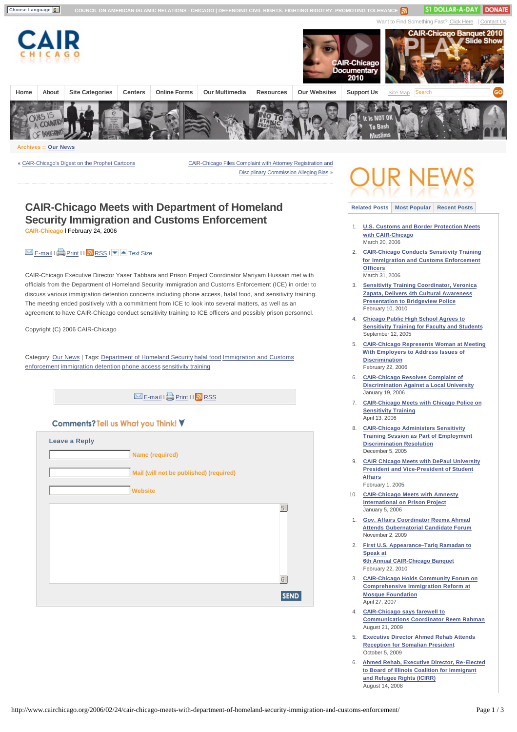Choose Language | COUNCIL ON AMERICAN-ISLAMIC RELATIONS - CHICAGO | DEFENDING CIVIL RIGHTS. FIGHTING BIGOTRY. PROMOTING TOLERANCE | $1 DOLLAR-A-DAY | DONATE

Want to Find Something Fast? Click Here | Contact Us

CAIR CHICAGO

CAIR-Chicago Documentary 2010 | CAIR-Chicago Banquet 2010 Slide Show

Home | About | Site Categories | Centers | Online Forms | Our Multimedia | Resources | Our Websites | Support Us | Site Map | Search

Archives :: Our News

« CAIR-Chicago's Digest on the Prophet Cartoons

CAIR-Chicago Files Complaint with Attorney Registration and Disciplinary Commission Alleging Bias »

# CAIR-Chicago Meets with Department of Homeland Security Immigration and Customs Enforcement

CAIR-Chicago l February 24, 2006

E-mail l Print l l RSS l Text Size

CAIR-Chicago Executive Director Yaser Tabbara and Prison Project Coordinator Mariyam Hussain met with officials from the Department of Homeland Security Immigration and Customs Enforcement (ICE) in order to discuss various immigration detention concerns including phone access, halal food, and sensitivity training. The meeting ended positively with a commitment from ICE to look into several matters, as well as an agreement to have CAIR-Chicago conduct sensitivity training to ICE officers and possibly prison personnel.

Copyright (C) 2006 CAIR-Chicago

Category: Our News | Tags: Department of Homeland Security halal food Immigration and Customs enforcement immigration detention phone access sensitivity training

E-mail l Print l l RSS

## Comments? Tell us What you Think!

### Leave a Reply

Name (required)

Mail (will not be published) (required)

Website

SEND

## OUR NEWS

Related Posts | Most Popular | Recent Posts

1. U.S. Customs and Border Protection Meets with CAIR-Chicago
   March 20, 2006
2. CAIR-Chicago Conducts Sensitivity Training for Immigration and Customs Enforcement Officers
   March 31, 2006
3. Sensitivity Training Coordinator, Veronica Zapata, Delivers 4th Cultural Awareness Presentation to Bridgeview Police
   February 10, 2010
4. Chicago Public High School Agrees to Sensitivity Training for Faculty and Students
   September 12, 2005
5. CAIR-Chicago Represents Woman at Meeting With Employers to Address Issues of Discrimination
   February 22, 2006
6. CAIR-Chicago Resolves Complaint of Discrimination Against a Local University
   January 19, 2006
7. CAIR-Chicago Meets with Chicago Police on Sensitivity Training
   April 13, 2006
8. CAIR-Chicago Administers Sensitivity Training Session as Part of Employment Discrimination Resolution
   December 5, 2005
9. CAIR Chicago Meets with DePaul University President and Vice-President of Student Affairs
   February 1, 2005
10. CAIR-Chicago Meets with Amnesty International on Prison Project
    January 5, 2006

1. Gov. Affairs Coordinator Reema Ahmad Attends Gubernatorial Candidate Forum
   November 2, 2009
2. First U.S. Appearance–Tariq Ramadan to Speak at 6th Annual CAIR-Chicago Banquet
   February 22, 2010
3. CAIR-Chicago Holds Community Forum on Comprehensive Immigration Reform at Mosque Foundation
   April 27, 2007
4. CAIR-Chicago says farewell to Communications Coordinator Reem Rahman
   August 21, 2009
5. Executive Director Ahmed Rehab Attends Reception for Somalian President
   October 5, 2009
6. Ahmed Rehab, Executive Director, Re-Elected to Board of Illinois Coalition for Immigrant and Refugee Rights (ICIRR)
   August 14, 2008

http://www.cairchicago.org/2006/02/24/cair-chicago-meets-with-department-of-homeland-security-immigration-and-customs-enforcement/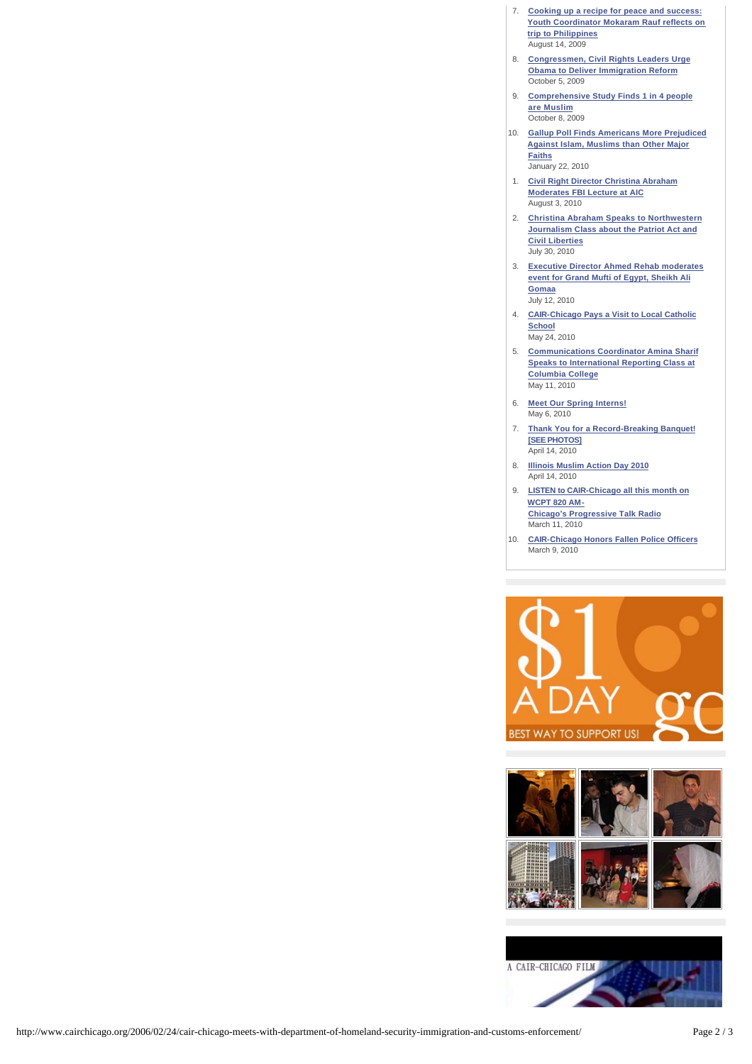7. **Cooking up a recipe for peace and success: Youth Coordinator Mokaram Rauf reflects on trip to Philippines**
   August 14, 2009
8. **Congressmen, Civil Rights Leaders Urge Obama to Deliver Immigration Reform**
   October 5, 2009
9. **Comprehensive Study Finds 1 in 4 people are Muslim**
   October 8, 2009
10. **Gallup Poll Finds Americans More Prejudiced Against Islam, Muslims than Other Major Faiths**
    January 22, 2010

1. **Civil Right Director Christina Abraham Moderates FBI Lecture at AIC**
   August 3, 2010
2. **Christina Abraham Speaks to Northwestern Journalism Class about the Patriot Act and Civil Liberties**
   July 30, 2010
3. **Executive Director Ahmed Rehab moderates event for Grand Mufti of Egypt, Sheikh Ali Gomaa**
   July 12, 2010
4. **CAIR-Chicago Pays a Visit to Local Catholic School**
   May 24, 2010
5. **Communications Coordinator Amina Sharif Speaks to International Reporting Class at Columbia College**
   May 11, 2010
6. **Meet Our Spring Interns!**
   May 6, 2010
7. **Thank You for a Record-Breaking Banquet! [SEE PHOTOS]**
   April 14, 2010
8. **Illinois Muslim Action Day 2010**
   April 14, 2010
9. **LISTEN to CAIR-Chicago all this month on WCPT 820 AM- Chicago's Progressive Talk Radio**
   March 11, 2010
10. **CAIR-Chicago Honors Fallen Police Officers**
    March 9, 2010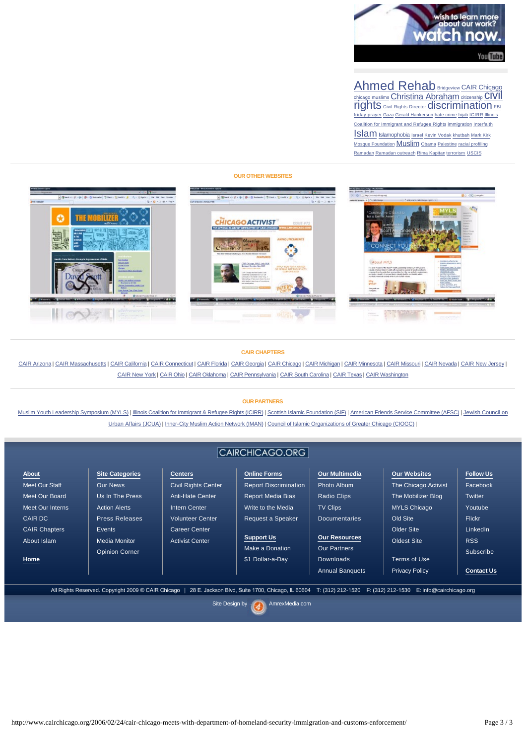wish to learn more about our work? watch now.

Ahmed Rehab Bridgeview CAIR Chicago chicago muslims Christina Abraham citizenship civil rights Civil Rights Director discrimination FBI friday prayer Gaza Gerald Hankerson hate crime hijab ICIRR Illinois Coalition for Immigrant and Refugee Rights immigration Interfaith Islam Islamophobia Israel Kevin Vodak khutbah Mark Kirk Mosque Foundation Muslim Obama Palestine racial profiling Ramadan Ramadan outreach Rima Kapitan terrorism USCIS

## OUR OTHER WEBSITES

## CAIR CHAPTERS

CAIR Arizona | CAIR Massachusetts | CAIR California | CAIR Connecticut | CAIR Florida | CAIR Georgia | CAIR Chicago | CAIR Michigan | CAIR Minnesota | CAIR Missouri | CAIR Nevada | CAIR New Jersey | CAIR New York | CAIR Ohio | CAIR Oklahoma | CAIR Pennsylvania | CAIR South Carolina | CAIR Texas | CAIR Washington

## OUR PARTNERS

Muslim Youth Leadership Symposium (MYLS) | Illinois Coalition for Immigrant & Refugee Rights (ICIRR) | Scottish Islamic Foundation (SIF) | American Friends Service Committee (AFSC) | Jewish Council on Urban Affairs (JCUA) | Inner-City Muslim Action Network (IMAN) | Council of Islamic Organizations of Greater Chicago (CIOGC) |

## CAIRCHICAGO.ORG

**About**
- Meet Our Staff
- Meet Our Board
- Meet Our Interns
- CAIR DC
- CAIR Chapters
- About Islam

**Home**

**Site Categories**
- Our News
- Us In The Press
- Action Alerts
- Press Releases
- Events
- Media Monitor
- Opinion Corner

**Centers**
- Civil Rights Center
- Anti-Hate Center
- Intern Center
- Volunteer Center
- Career Center
- Activist Center

**Online Forms**
- Report Discrimination
- Report Media Bias
- Write to the Media
- Request a Speaker

**Support Us**
- Make a Donation
- $1 Dollar-a-Day

**Our Multimedia**
- Photo Album
- Radio Clips
- TV Clips
- Documentaries

**Our Resources**
- Our Partners
- Downloads
- Annual Banquets

**Our Websites**
- The Chicago Activist
- The Mobilizer Blog
- MYLS Chicago
- Old Site
- Older Site
- Oldest Site
- Terms of Use
- Privacy Policy

**Follow Us**
- Facebook
- Twitter
- Youtube
- Flickr
- LinkedIn
- RSS
- Subscribe

**Contact Us**

All Rights Reserved. Copyright 2009 © CAIR Chicago | 28 E. Jackson Blvd, Suite 1700, Chicago, IL 60604 T: (312) 212-1520 F: (312) 212-1530 E: info@cairchicago.org

Site Design by AmrexMedia.com